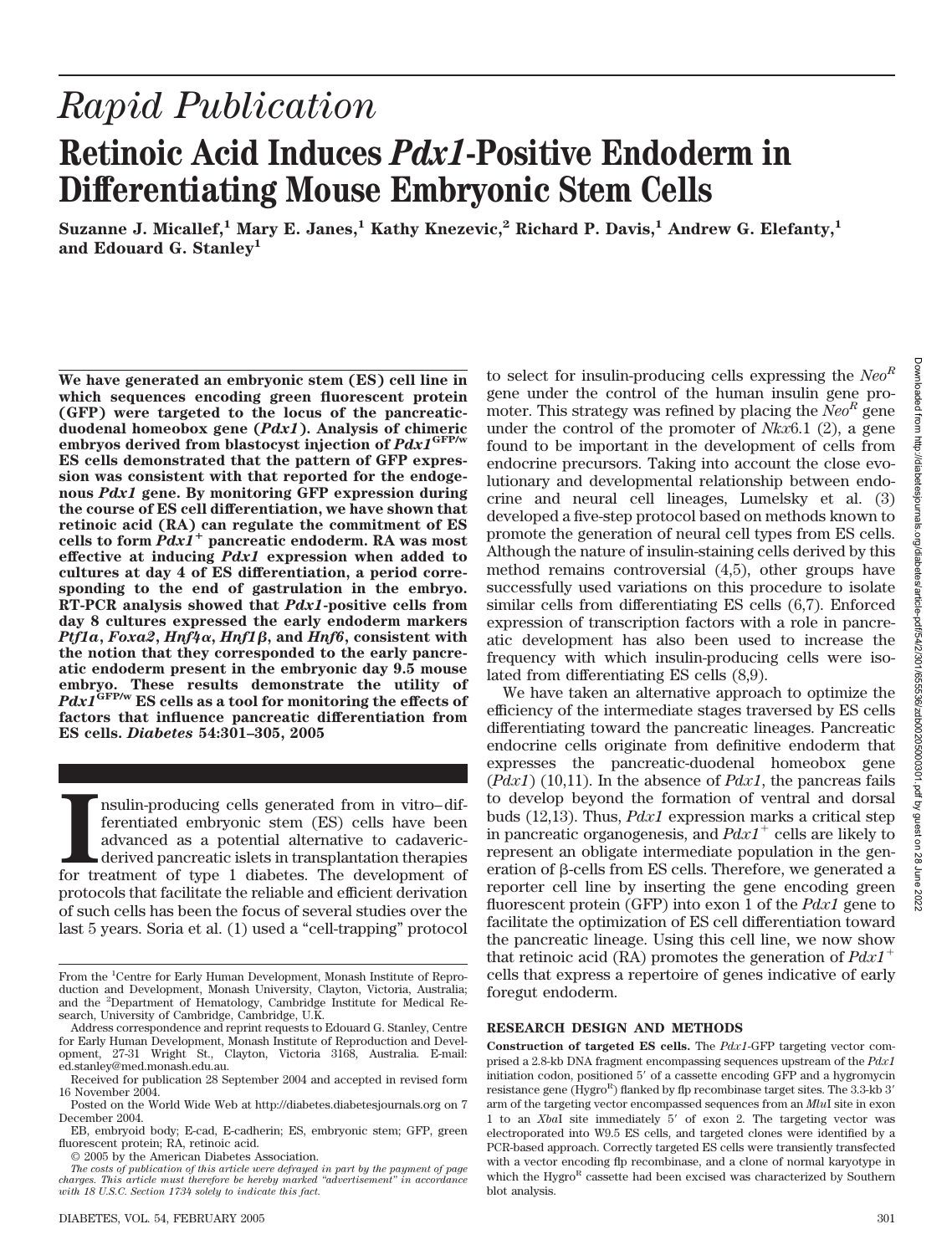*Rapid Publication*

# Retinoic Acid Induces *Pdx1*-Positive Endoderm in Differentiating Mouse Embryonic Stem Cells

**Suzanne J. Micallef,[1] Mary E. Janes,[1] Kathy Knezevic,[2] Richard P. Davis,[1] Andrew G. Elefanty,[1] and Edouard G. Stanley[1]**

**We have generated an embryonic stem (ES) cell line in which sequences encoding green fluorescent protein (GFP) were targeted to the locus of the pancreatic-duodenal homeobox gene (*Pdx1*). Analysis of chimeric embryos derived from blastocyst injection of *Pdx1*$^{GFP/w}$ ES cells demonstrated that the pattern of GFP expression was consistent with that reported for the endogenous *Pdx1* gene. By monitoring GFP expression during the course of ES cell differentiation, we have shown that retinoic acid (RA) can regulate the commitment of ES cells to form *Pdx1*$^+$ pancreatic endoderm. RA was most effective at inducing *Pdx1* expression when added to cultures at day 4 of ES differentiation, a period corresponding to the end of gastrulation in the embryo. RT-PCR analysis showed that *Pdx1*-positive cells from day 8 cultures expressed the early endoderm markers *Ptf1a*, *Foxa2*, *Hnf4α*, *Hnf1β*, and *Hnf6*, consistent with the notion that they corresponded to the early pancreatic endoderm present in the embryonic day 9.5 mouse embryo. These results demonstrate the utility of *Pdx1*$^{GFP/w}$ ES cells as a tool for monitoring the effects of factors that influence pancreatic differentiation from ES cells. *Diabetes* 54:301–305, 2005**

Insulin-producing cells generated from in vitro–differentiated embryonic stem (ES) cells have been advanced as a potential alternative to cadaveric-derived pancreatic islets in transplantation therapies for treatment of type 1 diabetes. The development of protocols that facilitate the reliable and efficient derivation of such cells has been the focus of several studies over the last 5 years. Soria et al. (1) used a "cell-trapping" protocol to select for insulin-producing cells expressing the *Neo*$^R$ gene under the control of the human insulin gene promoter. This strategy was refined by placing the *Neo*$^R$ gene under the control of the promoter of *Nkx*6.1 (2), a gene found to be important in the development of cells from endocrine precursors. Taking into account the close evolutionary and developmental relationship between endocrine and neural cell lineages, Lumelsky et al. (3) developed a five-step protocol based on methods known to promote the generation of neural cell types from ES cells. Although the nature of insulin-staining cells derived by this method remains controversial (4,5), other groups have successfully used variations on this procedure to isolate similar cells from differentiating ES cells (6,7). Enforced expression of transcription factors with a role in pancreatic development has also been used to increase the frequency with which insulin-producing cells were isolated from differentiating ES cells (8,9).

We have taken an alternative approach to optimize the efficiency of the intermediate stages traversed by ES cells differentiating toward the pancreatic lineages. Pancreatic endocrine cells originate from definitive endoderm that expresses the pancreatic-duodenal homeobox gene (*Pdx1*) (10,11). In the absence of *Pdx1*, the pancreas fails to develop beyond the formation of ventral and dorsal buds (12,13). Thus, *Pdx1* expression marks a critical step in pancreatic organogenesis, and *Pdx1*$^+$ cells are likely to represent an obligate intermediate population in the generation of β-cells from ES cells. Therefore, we generated a reporter cell line by inserting the gene encoding green fluorescent protein (GFP) into exon 1 of the *Pdx1* gene to facilitate the optimization of ES cell differentiation toward the pancreatic lineage. Using this cell line, we now show that retinoic acid (RA) promotes the generation of *Pdx1*$^+$ cells that express a repertoire of genes indicative of early foregut endoderm.

## RESEARCH DESIGN AND METHODS

**Construction of targeted ES cells.** The *Pdx1*-GFP targeting vector comprised a 2.8-kb DNA fragment encompassing sequences upstream of the *Pdx1* initiation codon, positioned 5′ of a cassette encoding GFP and a hygromycin resistance gene (Hygro$^R$) flanked by flp recombinase target sites. The 3.3-kb 3′ arm of the targeting vector encompassed sequences from an *Mlu*I site in exon 1 to an *Xba*I site immediately 5′ of exon 2. The targeting vector was electroporated into W9.5 ES cells, and targeted clones were identified by a PCR-based approach. Correctly targeted ES cells were transiently transfected with a vector encoding flp recombinase, and a clone of normal karyotype in which the Hygro$^R$ cassette had been excised was characterized by Southern blot analysis.

From the [1]Centre for Early Human Development, Monash Institute of Reproduction and Development, Monash University, Clayton, Victoria, Australia; and the [2]Department of Hematology, Cambridge Institute for Medical Research, University of Cambridge, Cambridge, U.K.

Address correspondence and reprint requests to Edouard G. Stanley, Centre for Early Human Development, Monash Institute of Reproduction and Development, 27-31 Wright St., Clayton, Victoria 3168, Australia. E-mail: ed.stanley@med.monash.edu.au.

Received for publication 28 September 2004 and accepted in revised form 16 November 2004.

Posted on the World Wide Web at http://diabetes.diabetesjournals.org on 7 December 2004.

EB, embryoid body; E-cad, E-cadherin; ES, embryonic stem; GFP, green fluorescent protein; RA, retinoic acid.

© 2005 by the American Diabetes Association.

*The costs of publication of this article were defrayed in part by the payment of page charges. This article must therefore be hereby marked "advertisement" in accordance with 18 U.S.C. Section 1734 solely to indicate this fact.*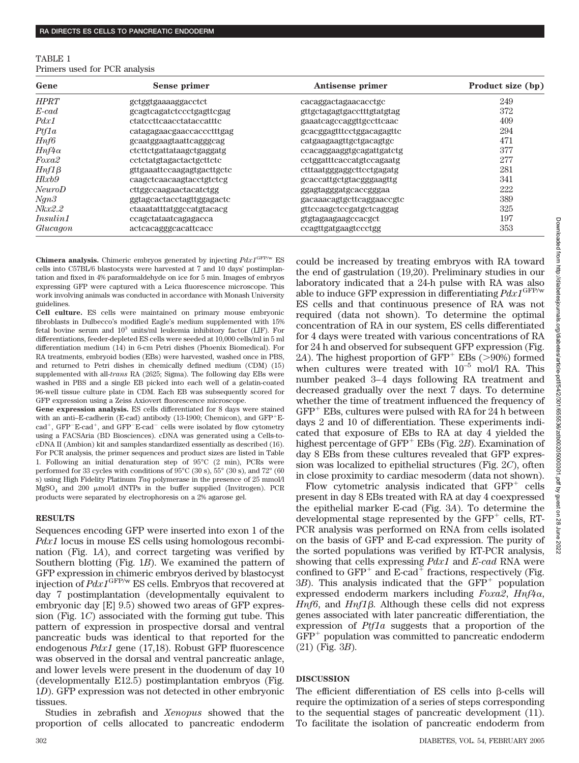TABLE 1
Primers used for PCR analysis

| Gene | Sense primer | Antisense primer | Product size (bp) |
|---|---|---|---|
| *HPRT* | gctggtgaaaaggacctct | cacaggactagaacacctgc | 249 |
| *E-cad* | gcagtcagatctccctgagttcgag | gttgctagagtgacctttgtatgtag | 372 |
| *Pdx1* | ctatccttcaacctataccatttc | gaaatcagccaggttgccttcaac | 409 |
| *Ptf1a* | catagagaacgaaccaccccctttgag | gcacggagtttcctggacagagttc | 294 |
| *Hnf6* | gcaatggaagtaattcagggcag | catgaagaagttgctgacagtgc | 471 |
| *Hnf4α* | ctcttctgattataagctgaggatg | ccacaggaaggtgcagattgatctg | 377 |
| *Foxa2* | cctctatgtagactactgcttctc | cctggatttcaccatgtccagaatg | 277 |
| *Hnf1β* | gttgaaattccaagagtgacttgctc | ctttaatgggaggcttcctgagatg | 281 |
| *Hlxb9* | caagctcaacaagtacctgtctcg | gcaccattgctgtacgggaagttg | 341 |
| *NeuroD* | cttggccaagaactacatctgg | ggagtagggatgcaccgggaa | 222 |
| *Ngn3* | ggtagcactacctagttggagactc | gacaaacagtgcttcaggaaccgtc | 389 |
| *Nkx2.2* | ctaaatatttatggccatgtacacg | gttccaagctccgatgctcaggag | 325 |
| *Insulin1* | ccagctataatcagagacca | gtgtagaagaagccacgct | 197 |
| *Glucagon* | actcacagggcacattcacc | ccagttgatgaagtccctgg | 353 |

**Chimera analysis.** Chimeric embryos generated by injecting *Pdx1*$^{GFP/w}$ ES cells into C57BL/6 blastocysts were harvested at 7 and 10 days' postimplantation and fixed in 4% paraformaldehyde on ice for 5 min. Images of embryos expressing GFP were captured with a Leica fluorescence microscope. This work involving animals was conducted in accordance with Monash University guidelines.

**Cell culture.** ES cells were maintained on primary mouse embryonic fibroblasts in Dulbecco's modified Eagle's medium supplemented with 15% fetal bovine serum and $10^3$ units/ml leukemia inhibitory factor (LIF). For differentiations, feeder-depleted ES cells were seeded at 10,000 cells/ml in 5 ml differentiation medium (14) in 6-cm Petri dishes (Phoenix Biomedical). For RA treatments, embryoid bodies (EBs) were harvested, washed once in PBS, and returned to Petri dishes in chemically defined medium (CDM) (15) supplemented with all-*trans* RA (2625; Sigma). The following day EBs were washed in PBS and a single EB picked into each well of a gelatin-coated 96-well tissue culture plate in CDM. Each EB was subsequently scored for GFP expression using a Zeiss Axiovert fluorescence microscope.

**Gene expression analysis.** ES cells differentiated for 8 days were stained with an anti–E-cadherin (E-cad) antibody (13-1900; Chemicon), and GFP$^+$E-cad$^+$, GFP$^-$E-cad$^+$, and GFP$^-$E-cad$^-$ cells were isolated by flow cytometry using a FACSAria (BD Biosciences). cDNA was generated using a Cells-to-cDNA II (Ambion) kit and samples standardized essentially as described (16). For PCR analysis, the primer sequences and product sizes are listed in Table 1. Following an initial denaturation step of 95°C (2 min), PCRs were performed for 33 cycles with conditions of 95°C (30 s), 55° (30 s), and 72° (60 s) using High Fidelity Platinum *Taq* polymerase in the presence of 25 mmol/l $MgSO_4$ and 200 μmol/l dNTPs in the buffer supplied (Invitrogen). PCR products were separated by electrophoresis on a 2% agarose gel.

## RESULTS

Sequences encoding GFP were inserted into exon 1 of the *Pdx1* locus in mouse ES cells using homologous recombination (Fig. 1*A*), and correct targeting was verified by Southern blotting (Fig. 1*B*). We examined the pattern of GFP expression in chimeric embryos derived by blastocyst injection of *Pdx1*$^{GFP/w}$ ES cells. Embryos that recovered at day 7 postimplantation (developmentally equivalent to embryonic day [E] 9.5) showed two areas of GFP expression (Fig. 1*C*) associated with the forming gut tube. This pattern of expression in prospective dorsal and ventral pancreatic buds was identical to that reported for the endogenous *Pdx1* gene (17,18). Robust GFP fluorescence was observed in the dorsal and ventral pancreatic anlage, and lower levels were present in the duodenum of day 10 (developmentally E12.5) postimplantation embryos (Fig. 1*D*). GFP expression was not detected in other embryonic tissues.

Studies in zebrafish and *Xenopus* showed that the proportion of cells allocated to pancreatic endoderm could be increased by treating embryos with RA toward the end of gastrulation (19,20). Preliminary studies in our laboratory indicated that a 24-h pulse with RA was also able to induce GFP expression in differentiating *Pdx1*$^{GFP/w}$ ES cells and that continuous presence of RA was not required (data not shown). To determine the optimal concentration of RA in our system, ES cells differentiated for 4 days were treated with various concentrations of RA for 24 h and observed for subsequent GFP expression (Fig. 2*A*). The highest proportion of GFP$^+$ EBs (>90%) formed when cultures were treated with $10^{-5}$ mol/l RA. This number peaked 3–4 days following RA treatment and decreased gradually over the next 7 days. To determine whether the time of treatment influenced the frequency of GFP$^+$ EBs, cultures were pulsed with RA for 24 h between days 2 and 10 of differentiation. These experiments indicated that exposure of EBs to RA at day 4 yielded the highest percentage of GFP$^+$ EBs (Fig. 2*B*). Examination of day 8 EBs from these cultures revealed that GFP expression was localized to epithelial structures (Fig. 2*C*), often in close proximity to cardiac mesoderm (data not shown).

Flow cytometric analysis indicated that GFP$^+$ cells present in day 8 EBs treated with RA at day 4 coexpressed the epithelial marker E-cad (Fig. 3*A*). To determine the developmental stage represented by the GFP$^+$ cells, RT-PCR analysis was performed on RNA from cells isolated on the basis of GFP and E-cad expression. The purity of the sorted populations was verified by RT-PCR analysis, showing that cells expressing *Pdx1* and *E-cad* RNA were confined to GFP$^+$ and E-cad$^+$ fractions, respectively (Fig. 3*B*). This analysis indicated that the GFP$^+$ population expressed endoderm markers including *Foxa2*, *Hnf4α*, *Hnf6*, and *Hnf1β*. Although these cells did not express genes associated with later pancreatic differentiation, the expression of *Ptf1a* suggests that a proportion of the GFP$^+$ population was committed to pancreatic endoderm (21) (Fig. 3*B*).

## DISCUSSION

The efficient differentiation of ES cells into β-cells will require the optimization of a series of steps corresponding to the sequential stages of pancreatic development (11). To facilitate the isolation of pancreatic endoderm from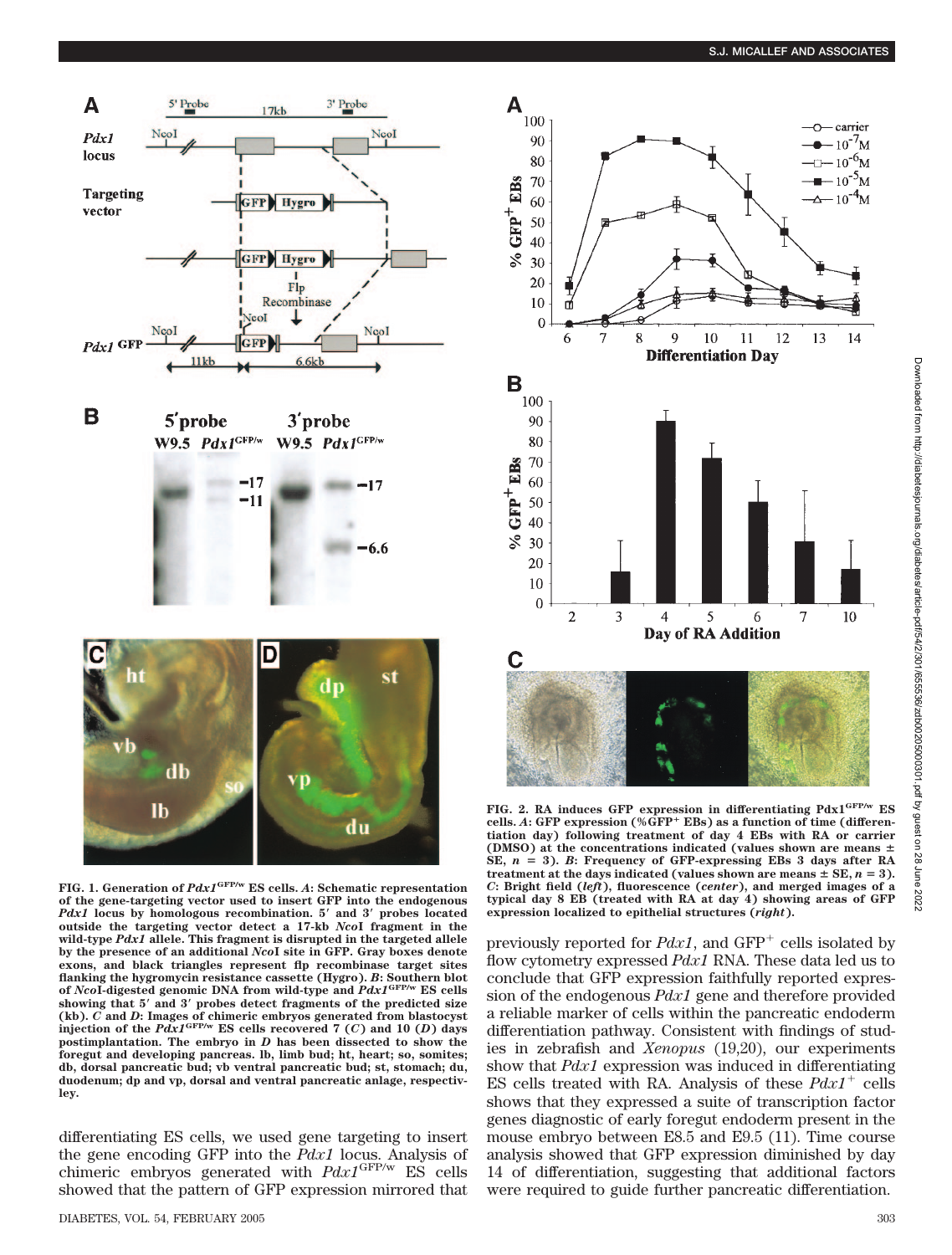FIG. 1. Generation of *Pdx1*$^{GFP/w}$ ES cells. *A*: Schematic representation of the gene-targeting vector used to insert GFP into the endogenous *Pdx1* locus by homologous recombination. 5′ and 3′ probes located outside the targeting vector detect a 17-kb *Nco*I fragment in the wild-type *Pdx1* allele. This fragment is disrupted in the targeted allele by the presence of an additional *Nco*I site in GFP. Gray boxes denote exons, and black triangles represent flp recombinase target sites flanking the hygromycin resistance cassette (Hygro). *B*: Southern blot of *Nco*I-digested genomic DNA from wild-type and *Pdx1*$^{GFP/w}$ ES cells showing that 5′ and 3′ probes detect fragments of the predicted size (kb). *C* and *D*: Images of chimeric embryos generated from blastocyst injection of the *Pdx1*$^{GFP/w}$ ES cells recovered 7 (*C*) and 10 (*D*) days postimplantation. The embryo in *D* has been dissected to show the foregut and developing pancreas. lb, limb bud; ht, heart; so, somites; db, dorsal pancreatic bud; vb ventral pancreatic bud; st, stomach; du, duodenum; dp and vp, dorsal and ventral pancreatic anlage, respectivley.

FIG. 2. RA induces GFP expression in differentiating Pdx1$^{GFP/w}$ ES cells. *A*: GFP expression (%GFP$^+$ EBs) as a function of time (differentiation day) following treatment of day 4 EBs with RA or carrier (DMSO) at the concentrations indicated (values shown are means ± SE, $n = 3$). *B*: Frequency of GFP-expressing EBs 3 days after RA treatment at the days indicated (values shown are means ± SE, $n = 3$). *C*: Bright field (*left*), fluorescence (*center*), and merged images of a typical day 8 EB (treated with RA at day 4) showing areas of GFP expression localized to epithelial structures (*right*).

differentiating ES cells, we used gene targeting to insert the gene encoding GFP into the *Pdx1* locus. Analysis of chimeric embryos generated with *Pdx1*$^{GFP/w}$ ES cells showed that the pattern of GFP expression mirrored that previously reported for *Pdx1*, and GFP$^+$ cells isolated by flow cytometry expressed *Pdx1* RNA. These data led us to conclude that GFP expression faithfully reported expression of the endogenous *Pdx1* gene and therefore provided a reliable marker of cells within the pancreatic endoderm differentiation pathway. Consistent with findings of studies in zebrafish and *Xenopus* (19,20), our experiments show that *Pdx1* expression was induced in differentiating ES cells treated with RA. Analysis of these *Pdx1*$^+$ cells shows that they expressed a suite of transcription factor genes diagnostic of early foregut endoderm present in the mouse embryo between E8.5 and E9.5 (11). Time course analysis showed that GFP expression diminished by day 14 of differentiation, suggesting that additional factors were required to guide further pancreatic differentiation.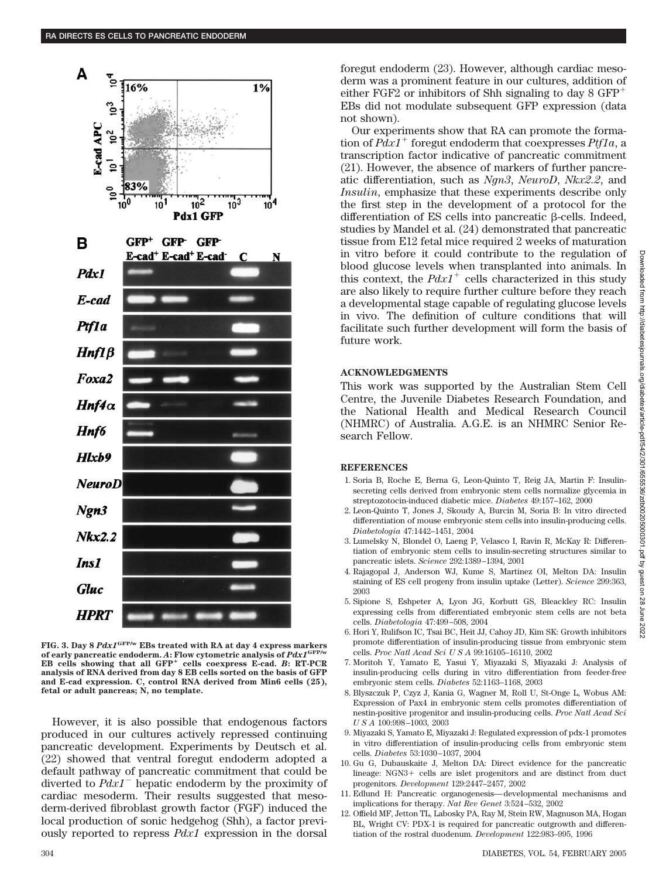FIG. 3. Day 8 *Pdx1*$^{GFP/w}$ EBs treated with RA at day 4 express markers of early pancreatic endoderm. *A*: Flow cytometric analysis of *Pdx1*$^{GFP/w}$ EB cells showing that all GFP$^+$ cells coexpress E-cad. *B*: RT-PCR analysis of RNA derived from day 8 EB cells sorted on the basis of GFP and E-cad expression. C, control RNA derived from Min6 cells (25), fetal or adult pancreas; N, no template.

However, it is also possible that endogenous factors produced in our cultures actively repressed continuing pancreatic development. Experiments by Deutsch et al. (22) showed that ventral foregut endoderm adopted a default pathway of pancreatic commitment that could be diverted to *Pdx1*$^-$ hepatic endoderm by the proximity of cardiac mesoderm. Their results suggested that mesoderm-derived fibroblast growth factor (FGF) induced the local production of sonic hedgehog (Shh), a factor previously reported to repress *Pdx1* expression in the dorsal foregut endoderm (23). However, although cardiac mesoderm was a prominent feature in our cultures, addition of either FGF2 or inhibitors of Shh signaling to day 8 GFP$^+$ EBs did not modulate subsequent GFP expression (data not shown).

Our experiments show that RA can promote the formation of *Pdx1*$^+$ foregut endoderm that coexpresses *Ptf1a*, a transcription factor indicative of pancreatic commitment (21). However, the absence of markers of further pancreatic differentiation, such as *Ngn3*, *NeuroD*, *Nkx2.2*, and *Insulin*, emphasize that these experiments describe only the first step in the development of a protocol for the differentiation of ES cells into pancreatic β-cells. Indeed, studies by Mandel et al. (24) demonstrated that pancreatic tissue from E12 fetal mice required 2 weeks of maturation in vitro before it could contribute to the regulation of blood glucose levels when transplanted into animals. In this context, the *Pdx1*$^+$ cells characterized in this study are also likely to require further culture before they reach a developmental stage capable of regulating glucose levels in vivo. The definition of culture conditions that will facilitate such further development will form the basis of future work.

## ACKNOWLEDGMENTS

This work was supported by the Australian Stem Cell Centre, the Juvenile Diabetes Research Foundation, and the National Health and Medical Research Council (NHMRC) of Australia. A.G.E. is an NHMRC Senior Research Fellow.

## REFERENCES

1. Soria B, Roche E, Berna G, Leon-Quinto T, Reig JA, Martin F: Insulin-secreting cells derived from embryonic stem cells normalize glycemia in streptozotocin-induced diabetic mice. *Diabetes* 49:157–162, 2000
2. Leon-Quinto T, Jones J, Skoudy A, Burcin M, Soria B: In vitro directed differentiation of mouse embryonic stem cells into insulin-producing cells. *Diabetologia* 47:1442–1451, 2004
3. Lumelsky N, Blondel O, Laeng P, Velasco I, Ravin R, McKay R: Differentiation of embryonic stem cells to insulin-secreting structures similar to pancreatic islets. *Science* 292:1389–1394, 2001
4. Rajagopal J, Anderson WJ, Kume S, Martinez OI, Melton DA: Insulin staining of ES cell progeny from insulin uptake (Letter). *Science* 299:363, 2003
5. Sipione S, Eshpeter A, Lyon JG, Korbutt GS, Bleackley RC: Insulin expressing cells from differentiated embryonic stem cells are not beta cells. *Diabetologia* 47:499–508, 2004
6. Hori Y, Rulifson IC, Tsai BC, Heit JJ, Cahoy JD, Kim SK: Growth inhibitors promote differentiation of insulin-producing tissue from embryonic stem cells. *Proc Natl Acad Sci U S A* 99:16105–16110, 2002
7. Moritoh Y, Yamato E, Yasui Y, Miyazaki S, Miyazaki J: Analysis of insulin-producing cells during in vitro differentiation from feeder-free embryonic stem cells. *Diabetes* 52:1163–1168, 2003
8. Blyszczuk P, Czyz J, Kania G, Wagner M, Roll U, St-Onge L, Wobus AM: Expression of Pax4 in embryonic stem cells promotes differentiation of nestin-positive progenitor and insulin-producing cells. *Proc Natl Acad Sci U S A* 100:998–1003, 2003
9. Miyazaki S, Yamato E, Miyazaki J: Regulated expression of pdx-1 promotes in vitro differentiation of insulin-producing cells from embryonic stem cells. *Diabetes* 53:1030–1037, 2004
10. Gu G, Dubauskaite J, Melton DA: Direct evidence for the pancreatic lineage: NGN3+ cells are islet progenitors and are distinct from duct progenitors. *Development* 129:2447–2457, 2002
11. Edlund H: Pancreatic organogenesis—developmental mechanisms and implications for therapy. *Nat Rev Genet* 3:524–532, 2002
12. Offield MF, Jetton TL, Labosky PA, Ray M, Stein RW, Magnuson MA, Hogan BL, Wright CV: PDX-1 is required for pancreatic outgrowth and differentiation of the rostral duodenum. *Development* 122:983–995, 1996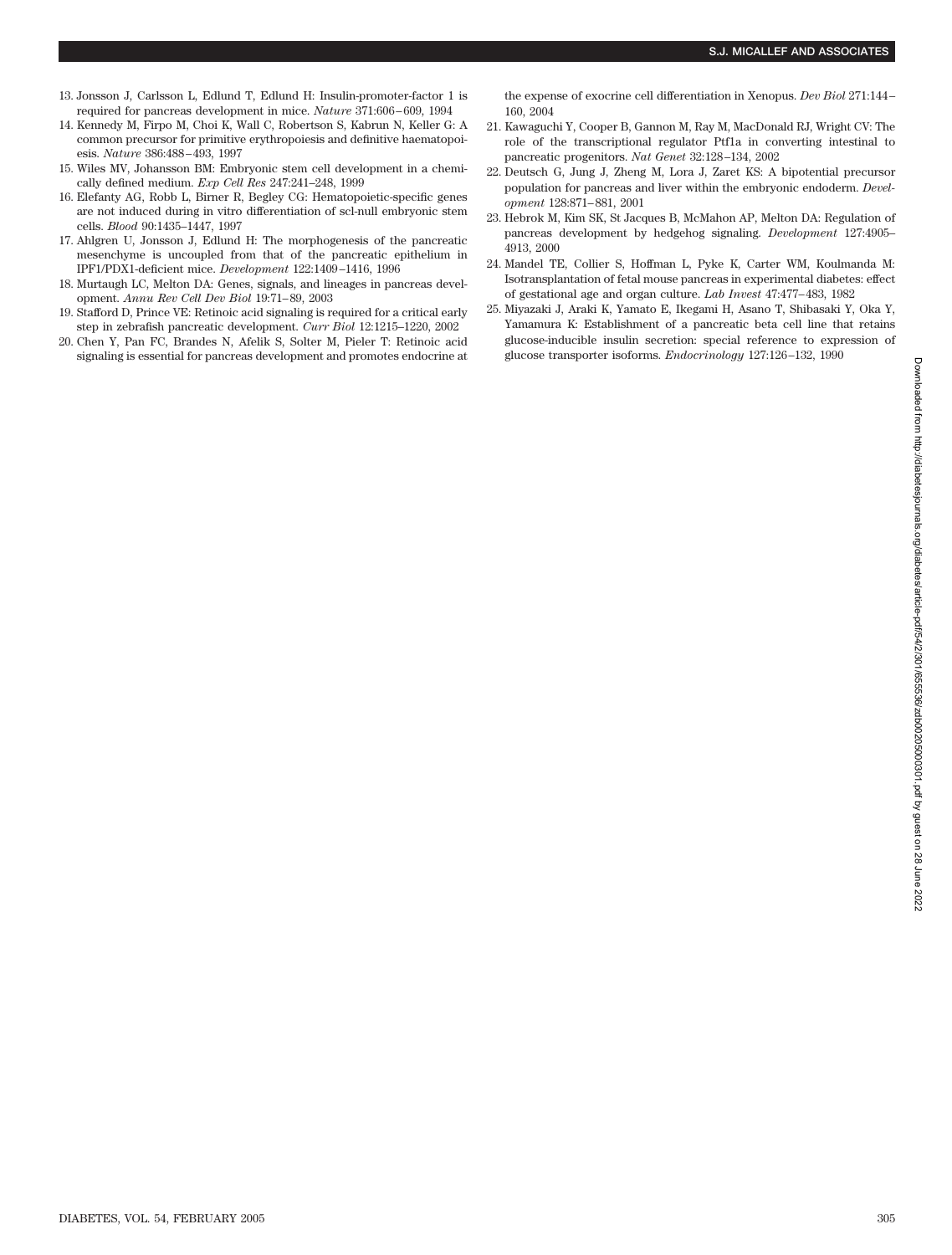13. Jonsson J, Carlsson L, Edlund T, Edlund H: Insulin-promoter-factor 1 is required for pancreas development in mice. *Nature* 371:606–609, 1994
14. Kennedy M, Firpo M, Choi K, Wall C, Robertson S, Kabrun N, Keller G: A common precursor for primitive erythropoiesis and definitive haematopoiesis. *Nature* 386:488–493, 1997
15. Wiles MV, Johansson BM: Embryonic stem cell development in a chemically defined medium. *Exp Cell Res* 247:241–248, 1999
16. Elefanty AG, Robb L, Birner R, Begley CG: Hematopoietic-specific genes are not induced during in vitro differentiation of scl-null embryonic stem cells. *Blood* 90:1435–1447, 1997
17. Ahlgren U, Jonsson J, Edlund H: The morphogenesis of the pancreatic mesenchyme is uncoupled from that of the pancreatic epithelium in IPF1/PDX1-deficient mice. *Development* 122:1409–1416, 1996
18. Murtaugh LC, Melton DA: Genes, signals, and lineages in pancreas development. *Annu Rev Cell Dev Biol* 19:71–89, 2003
19. Stafford D, Prince VE: Retinoic acid signaling is required for a critical early step in zebrafish pancreatic development. *Curr Biol* 12:1215–1220, 2002
20. Chen Y, Pan FC, Brandes N, Afelik S, Solter M, Pieler T: Retinoic acid signaling is essential for pancreas development and promotes endocrine at the expense of exocrine cell differentiation in Xenopus. *Dev Biol* 271:144–160, 2004
21. Kawaguchi Y, Cooper B, Gannon M, Ray M, MacDonald RJ, Wright CV: The role of the transcriptional regulator Ptf1a in converting intestinal to pancreatic progenitors. *Nat Genet* 32:128–134, 2002
22. Deutsch G, Jung J, Zheng M, Lora J, Zaret KS: A bipotential precursor population for pancreas and liver within the embryonic endoderm. *Development* 128:871–881, 2001
23. Hebrok M, Kim SK, St Jacques B, McMahon AP, Melton DA: Regulation of pancreas development by hedgehog signaling. *Development* 127:4905–4913, 2000
24. Mandel TE, Collier S, Hoffman L, Pyke K, Carter WM, Koulmanda M: Isotransplantation of fetal mouse pancreas in experimental diabetes: effect of gestational age and organ culture. *Lab Invest* 47:477–483, 1982
25. Miyazaki J, Araki K, Yamato E, Ikegami H, Asano T, Shibasaki Y, Oka Y, Yamamura K: Establishment of a pancreatic beta cell line that retains glucose-inducible insulin secretion: special reference to expression of glucose transporter isoforms. *Endocrinology* 127:126–132, 1990